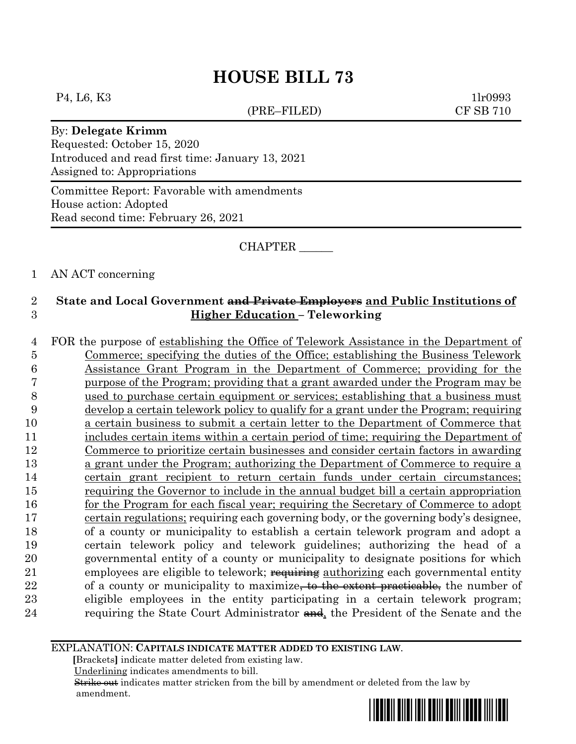# HOUSE BILL 73

P4, L6, K3 1lr0993

(PRE–FILED) CF SB 710

By: **Delegate Krimm**
Requested: October 15, 2020
Introduced and read first time: January 13, 2021
Assigned to: Appropriations

Committee Report: Favorable with amendments
House action: Adopted
Read second time: February 26, 2021

CHAPTER ______

1 AN ACT concerning

2 **State and Local Government ~~and Private Employers~~ <u>and Public Institutions of</u>**
3 **<u>Higher Education</u> – Teleworking**

4 FOR the purpose of <u>establishing the Office of Telework Assistance in the Department of</u>
5 <u>Commerce; specifying the duties of the Office; establishing the Business Telework</u>
6 <u>Assistance Grant Program in the Department of Commerce; providing for the</u>
7 <u>purpose of the Program; providing that a grant awarded under the Program may be</u>
8 <u>used to purchase certain equipment or services; establishing that a business must</u>
9 <u>develop a certain telework policy to qualify for a grant under the Program; requiring</u>
10 <u>a certain business to submit a certain letter to the Department of Commerce that</u>
11 <u>includes certain items within a certain period of time; requiring the Department of</u>
12 <u>Commerce to prioritize certain businesses and consider certain factors in awarding</u>
13 <u>a grant under the Program; authorizing the Department of Commerce to require a</u>
14 <u>certain grant recipient to return certain funds under certain circumstances;</u>
15 <u>requiring the Governor to include in the annual budget bill a certain appropriation</u>
16 <u>for the Program for each fiscal year; requiring the Secretary of Commerce to adopt</u>
17 <u>certain regulations;</u> requiring each governing body, or the governing body's designee,
18 of a county or municipality to establish a certain telework program and adopt a
19 certain telework policy and telework guidelines; authorizing the head of a
20 governmental entity of a county or municipality to designate positions for which
21 employees are eligible to telework; ~~requiring~~ <u>authorizing</u> each governmental entity
22 of a county or municipality to maximize~~, to the extent practicable,~~ the number of
23 eligible employees in the entity participating in a certain telework program;
24 requiring the State Court Administrator ~~and~~<u>,</u> the President of the Senate and the

EXPLANATION: **CAPITALS INDICATE MATTER ADDED TO EXISTING LAW.**
**[**Brackets**]** indicate matter deleted from existing law.
<u>Underlining</u> indicates amendments to bill.
~~Strike out~~ indicates matter stricken from the bill by amendment or deleted from the law by amendment.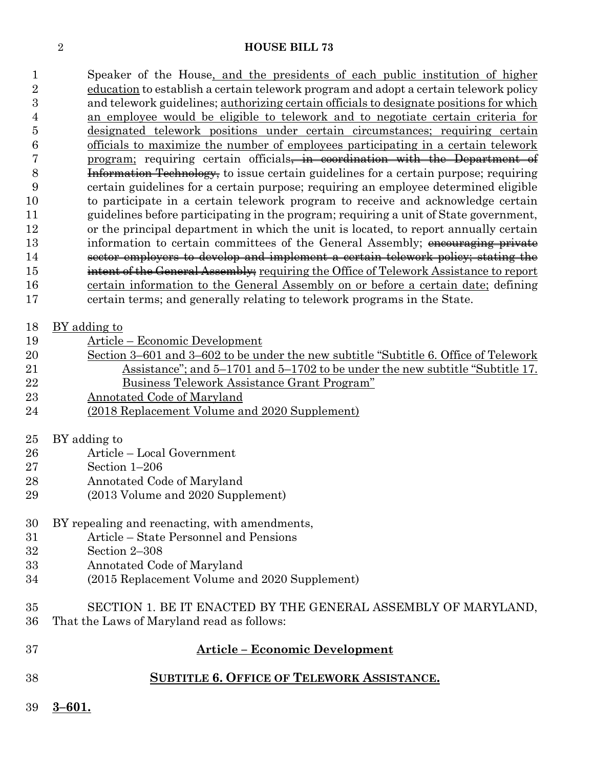Speaker of the House, and the presidents of each public institution of higher education to establish a certain telework program and adopt a certain telework policy and telework guidelines; authorizing certain officials to designate positions for which an employee would be eligible to telework and to negotiate certain criteria for designated telework positions under certain circumstances; requiring certain officials to maximize the number of employees participating in a certain telework program; requiring certain officials~~, in coordination with the Department of Information Technology,~~ to issue certain guidelines for a certain purpose; requiring certain guidelines for a certain purpose; requiring an employee determined eligible to participate in a certain telework program to receive and acknowledge certain guidelines before participating in the program; requiring a unit of State government, or the principal department in which the unit is located, to report annually certain information to certain committees of the General Assembly; ~~encouraging private sector employers to develop and implement a certain telework policy; stating the intent of the General Assembly;~~ requiring the Office of Telework Assistance to report certain information to the General Assembly on or before a certain date; defining certain terms; and generally relating to telework programs in the State.

BY adding to
Article – Economic Development
Section 3–601 and 3–602 to be under the new subtitle "Subtitle 6. Office of Telework Assistance"; and 5–1701 and 5–1702 to be under the new subtitle "Subtitle 17. Business Telework Assistance Grant Program"
Annotated Code of Maryland
(2018 Replacement Volume and 2020 Supplement)

BY adding to
Article – Local Government
Section 1–206
Annotated Code of Maryland
(2013 Volume and 2020 Supplement)

BY repealing and reenacting, with amendments,
Article – State Personnel and Pensions
Section 2–308
Annotated Code of Maryland
(2015 Replacement Volume and 2020 Supplement)

SECTION 1. BE IT ENACTED BY THE GENERAL ASSEMBLY OF MARYLAND, That the Laws of Maryland read as follows:

## Article – Economic Development

## SUBTITLE 6. OFFICE OF TELEWORK ASSISTANCE.

**3–601.**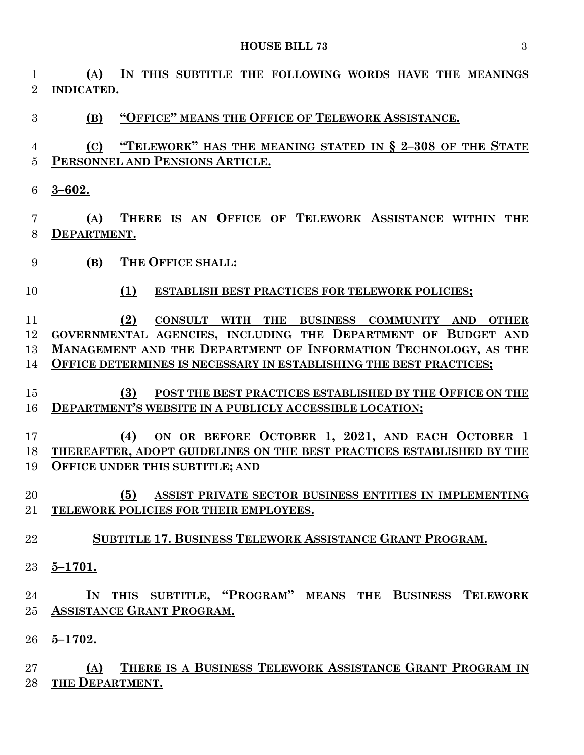(A) IN THIS SUBTITLE THE FOLLOWING WORDS HAVE THE MEANINGS INDICATED.

(B) "OFFICE" MEANS THE OFFICE OF TELEWORK ASSISTANCE.

(C) "TELEWORK" HAS THE MEANING STATED IN § 2–308 OF THE STATE PERSONNEL AND PENSIONS ARTICLE.

3–602.

(A) THERE IS AN OFFICE OF TELEWORK ASSISTANCE WITHIN THE DEPARTMENT.

(B) THE OFFICE SHALL:

(1) ESTABLISH BEST PRACTICES FOR TELEWORK POLICIES;

(2) CONSULT WITH THE BUSINESS COMMUNITY AND OTHER GOVERNMENTAL AGENCIES, INCLUDING THE DEPARTMENT OF BUDGET AND MANAGEMENT AND THE DEPARTMENT OF INFORMATION TECHNOLOGY, AS THE OFFICE DETERMINES IS NECESSARY IN ESTABLISHING THE BEST PRACTICES;

(3) POST THE BEST PRACTICES ESTABLISHED BY THE OFFICE ON THE DEPARTMENT'S WEBSITE IN A PUBLICLY ACCESSIBLE LOCATION;

(4) ON OR BEFORE OCTOBER 1, 2021, AND EACH OCTOBER 1 THEREAFTER, ADOPT GUIDELINES ON THE BEST PRACTICES ESTABLISHED BY THE OFFICE UNDER THIS SUBTITLE; AND

(5) ASSIST PRIVATE SECTOR BUSINESS ENTITIES IN IMPLEMENTING TELEWORK POLICIES FOR THEIR EMPLOYEES.

SUBTITLE 17. BUSINESS TELEWORK ASSISTANCE GRANT PROGRAM.

5–1701.

IN THIS SUBTITLE, "PROGRAM" MEANS THE BUSINESS TELEWORK ASSISTANCE GRANT PROGRAM.

5–1702.

(A) THERE IS A BUSINESS TELEWORK ASSISTANCE GRANT PROGRAM IN THE DEPARTMENT.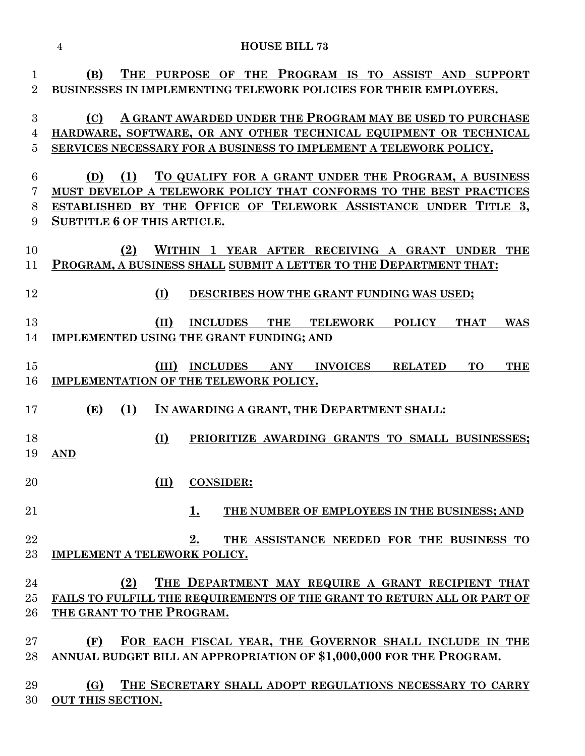(B) THE PURPOSE OF THE PROGRAM IS TO ASSIST AND SUPPORT BUSINESSES IN IMPLEMENTING TELEWORK POLICIES FOR THEIR EMPLOYEES.

(C) A GRANT AWARDED UNDER THE PROGRAM MAY BE USED TO PURCHASE HARDWARE, SOFTWARE, OR ANY OTHER TECHNICAL EQUIPMENT OR TECHNICAL SERVICES NECESSARY FOR A BUSINESS TO IMPLEMENT A TELEWORK POLICY.

(D) (1) TO QUALIFY FOR A GRANT UNDER THE PROGRAM, A BUSINESS MUST DEVELOP A TELEWORK POLICY THAT CONFORMS TO THE BEST PRACTICES ESTABLISHED BY THE OFFICE OF TELEWORK ASSISTANCE UNDER TITLE 3, SUBTITLE 6 OF THIS ARTICLE.

(2) WITHIN 1 YEAR AFTER RECEIVING A GRANT UNDER THE PROGRAM, A BUSINESS SHALL SUBMIT A LETTER TO THE DEPARTMENT THAT:

(I) DESCRIBES HOW THE GRANT FUNDING WAS USED;

(II) INCLUDES THE TELEWORK POLICY THAT WAS IMPLEMENTED USING THE GRANT FUNDING; AND

(III) INCLUDES ANY INVOICES RELATED TO THE IMPLEMENTATION OF THE TELEWORK POLICY.

(E) (1) IN AWARDING A GRANT, THE DEPARTMENT SHALL:

(I) PRIORITIZE AWARDING GRANTS TO SMALL BUSINESSES; AND

(II) CONSIDER:

1. THE NUMBER OF EMPLOYEES IN THE BUSINESS; AND

2. THE ASSISTANCE NEEDED FOR THE BUSINESS TO IMPLEMENT A TELEWORK POLICY.

(2) THE DEPARTMENT MAY REQUIRE A GRANT RECIPIENT THAT FAILS TO FULFILL THE REQUIREMENTS OF THE GRANT TO RETURN ALL OR PART OF THE GRANT TO THE PROGRAM.

(F) FOR EACH FISCAL YEAR, THE GOVERNOR SHALL INCLUDE IN THE ANNUAL BUDGET BILL AN APPROPRIATION OF $1,000,000 FOR THE PROGRAM.

(G) THE SECRETARY SHALL ADOPT REGULATIONS NECESSARY TO CARRY OUT THIS SECTION.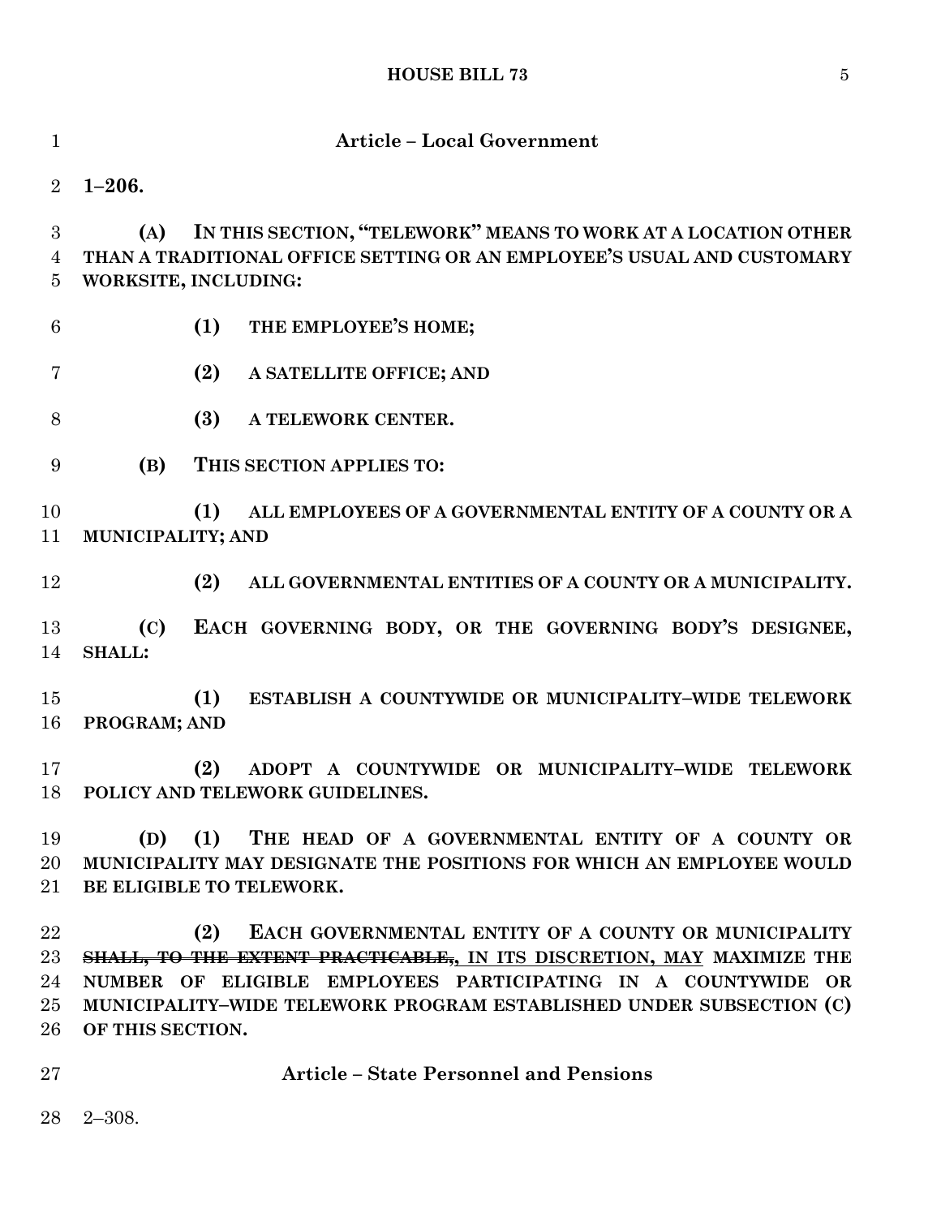**Article – Local Government**

**1–206.**

**(A) IN THIS SECTION, "TELEWORK" MEANS TO WORK AT A LOCATION OTHER THAN A TRADITIONAL OFFICE SETTING OR AN EMPLOYEE'S USUAL AND CUSTOMARY WORKSITE, INCLUDING:**

**(1) THE EMPLOYEE'S HOME;**

**(2) A SATELLITE OFFICE; AND**

**(3) A TELEWORK CENTER.**

**(B) THIS SECTION APPLIES TO:**

**(1) ALL EMPLOYEES OF A GOVERNMENTAL ENTITY OF A COUNTY OR A MUNICIPALITY; AND**

**(2) ALL GOVERNMENTAL ENTITIES OF A COUNTY OR A MUNICIPALITY.**

**(C) EACH GOVERNING BODY, OR THE GOVERNING BODY'S DESIGNEE, SHALL:**

**(1) ESTABLISH A COUNTYWIDE OR MUNICIPALITY–WIDE TELEWORK PROGRAM; AND**

**(2) ADOPT A COUNTYWIDE OR MUNICIPALITY–WIDE TELEWORK POLICY AND TELEWORK GUIDELINES.**

**(D) (1) THE HEAD OF A GOVERNMENTAL ENTITY OF A COUNTY OR MUNICIPALITY MAY DESIGNATE THE POSITIONS FOR WHICH AN EMPLOYEE WOULD BE ELIGIBLE TO TELEWORK.**

**(2) EACH GOVERNMENTAL ENTITY OF A COUNTY OR MUNICIPALITY ~~SHALL, TO THE EXTENT PRACTICABLE,~~, IN ITS DISCRETION, MAY MAXIMIZE THE NUMBER OF ELIGIBLE EMPLOYEES PARTICIPATING IN A COUNTYWIDE OR MUNICIPALITY–WIDE TELEWORK PROGRAM ESTABLISHED UNDER SUBSECTION (C) OF THIS SECTION.**

**Article – State Personnel and Pensions**

2–308.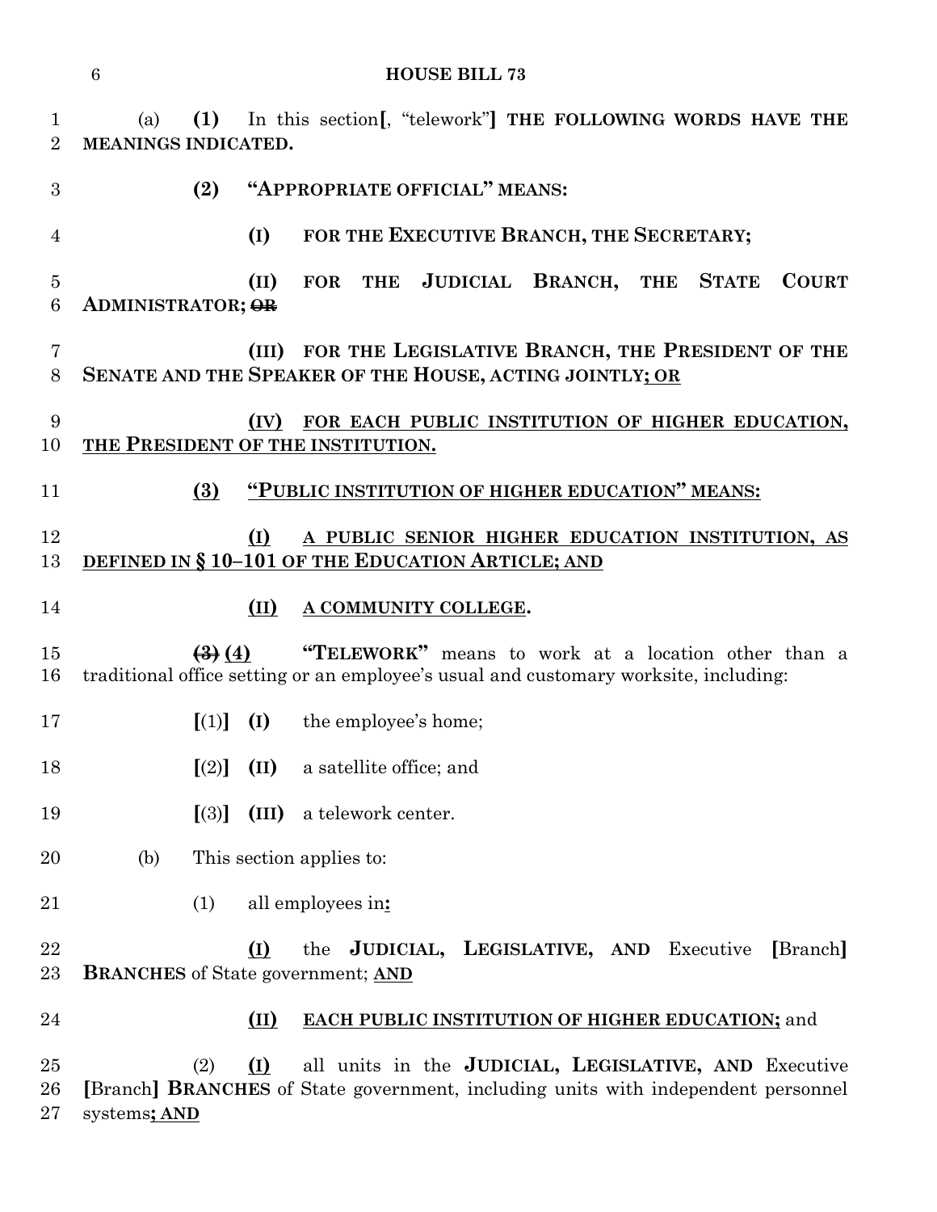(a) **(1)** In this section[, "telework"] **THE FOLLOWING WORDS HAVE THE MEANINGS INDICATED.**

**(2) "APPROPRIATE OFFICIAL" MEANS:**

**(I) FOR THE EXECUTIVE BRANCH, THE SECRETARY;**

**(II) FOR THE JUDICIAL BRANCH, THE STATE COURT ADMINISTRATOR;** ~~**OR**~~

**(III) FOR THE LEGISLATIVE BRANCH, THE PRESIDENT OF THE SENATE AND THE SPEAKER OF THE HOUSE, ACTING JOINTLY**<u>**; OR**</u>

<u>**(IV) FOR EACH PUBLIC INSTITUTION OF HIGHER EDUCATION, THE PRESIDENT OF THE INSTITUTION.**</u>

<u>**(3) "PUBLIC INSTITUTION OF HIGHER EDUCATION" MEANS:**</u>

<u>**(I) A PUBLIC SENIOR HIGHER EDUCATION INSTITUTION, AS DEFINED IN § 10–101 OF THE EDUCATION ARTICLE; AND**</u>

<u>**(II) A COMMUNITY COLLEGE.**</u>

~~**(3)**~~ <u>**(4)**</u> **"TELEWORK"** means to work at a location other than a traditional office setting or an employee's usual and customary worksite, including:

[(1)] **(I)** the employee's home;

[(2)] **(II)** a satellite office; and

[(3)] **(III)** a telework center.

(b) This section applies to:

(1) all employees in<u>**:**</u>

<u>**(I)**</u> the **JUDICIAL, LEGISLATIVE, AND** Executive [Branch] **BRANCHES** of State government; <u>**AND**</u>

<u>**(II) EACH PUBLIC INSTITUTION OF HIGHER EDUCATION;**</u> and

(2) <u>**(I)**</u> all units in the **JUDICIAL, LEGISLATIVE, AND** Executive [Branch] **BRANCHES** of State government, including units with independent personnel systems<u>**; AND**</u>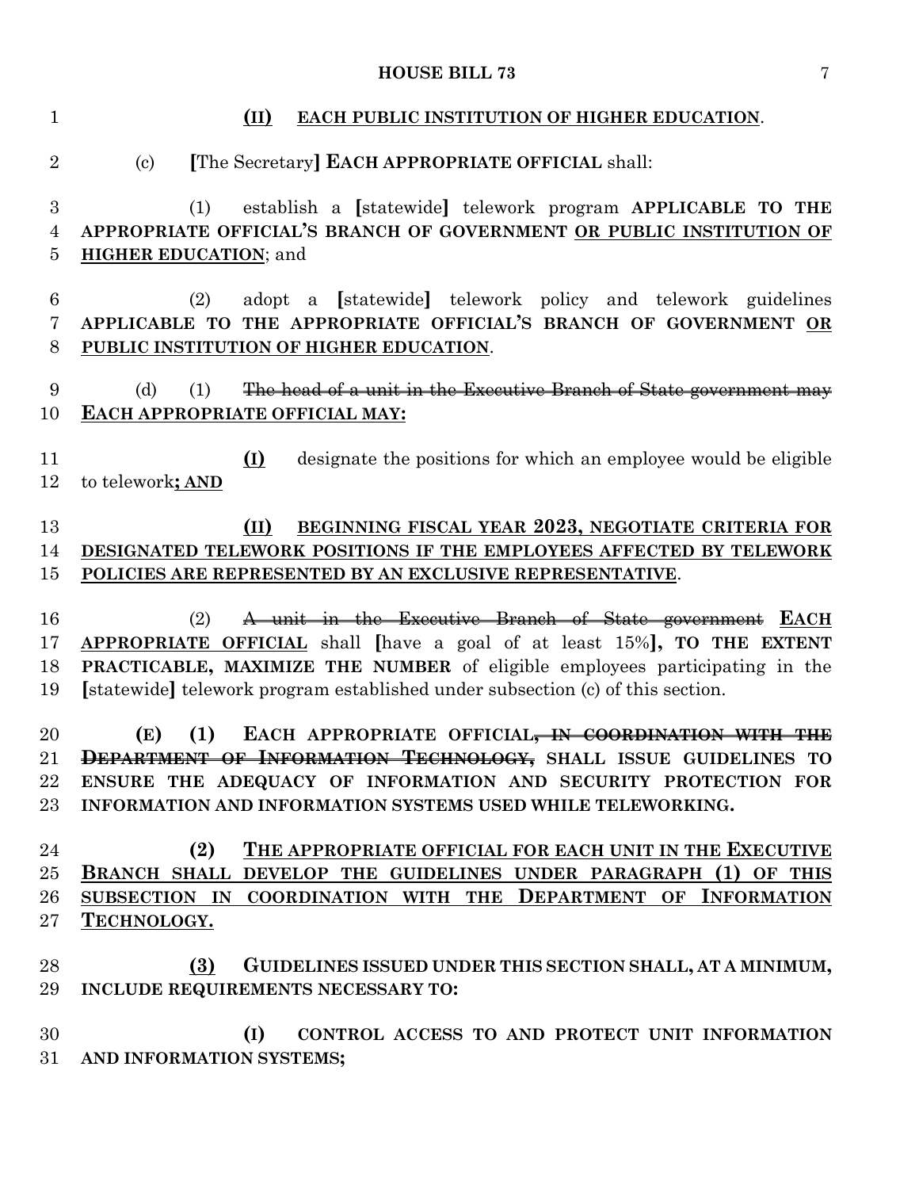(II) EACH PUBLIC INSTITUTION OF HIGHER EDUCATION.

(c) [The Secretary] **EACH APPROPRIATE OFFICIAL** shall:

(1) establish a [statewide] telework program **APPLICABLE TO THE APPROPRIATE OFFICIAL'S BRANCH OF GOVERNMENT OR PUBLIC INSTITUTION OF HIGHER EDUCATION**; and

(2) adopt a [statewide] telework policy and telework guidelines **APPLICABLE TO THE APPROPRIATE OFFICIAL'S BRANCH OF GOVERNMENT OR PUBLIC INSTITUTION OF HIGHER EDUCATION**.

(d) (1) ~~The head of a unit in the Executive Branch of State government may~~ **EACH APPROPRIATE OFFICIAL MAY:**

**(I)** designate the positions for which an employee would be eligible to telework**; AND**

**(II) BEGINNING FISCAL YEAR 2023, NEGOTIATE CRITERIA FOR DESIGNATED TELEWORK POSITIONS IF THE EMPLOYEES AFFECTED BY TELEWORK POLICIES ARE REPRESENTED BY AN EXCLUSIVE REPRESENTATIVE**.

(2) ~~A unit in the Executive Branch of State government~~ **EACH APPROPRIATE OFFICIAL** shall [have a goal of at least 15%]**, TO THE EXTENT PRACTICABLE, MAXIMIZE THE NUMBER** of eligible employees participating in the [statewide] telework program established under subsection (c) of this section.

**(E) (1) EACH APPROPRIATE OFFICIAL~~, IN COORDINATION WITH THE DEPARTMENT OF INFORMATION TECHNOLOGY,~~ SHALL ISSUE GUIDELINES TO ENSURE THE ADEQUACY OF INFORMATION AND SECURITY PROTECTION FOR INFORMATION AND INFORMATION SYSTEMS USED WHILE TELEWORKING.**

**(2) THE APPROPRIATE OFFICIAL FOR EACH UNIT IN THE EXECUTIVE BRANCH SHALL DEVELOP THE GUIDELINES UNDER PARAGRAPH (1) OF THIS SUBSECTION IN COORDINATION WITH THE DEPARTMENT OF INFORMATION TECHNOLOGY.**

**(3) GUIDELINES ISSUED UNDER THIS SECTION SHALL, AT A MINIMUM, INCLUDE REQUIREMENTS NECESSARY TO:**

**(I) CONTROL ACCESS TO AND PROTECT UNIT INFORMATION AND INFORMATION SYSTEMS;**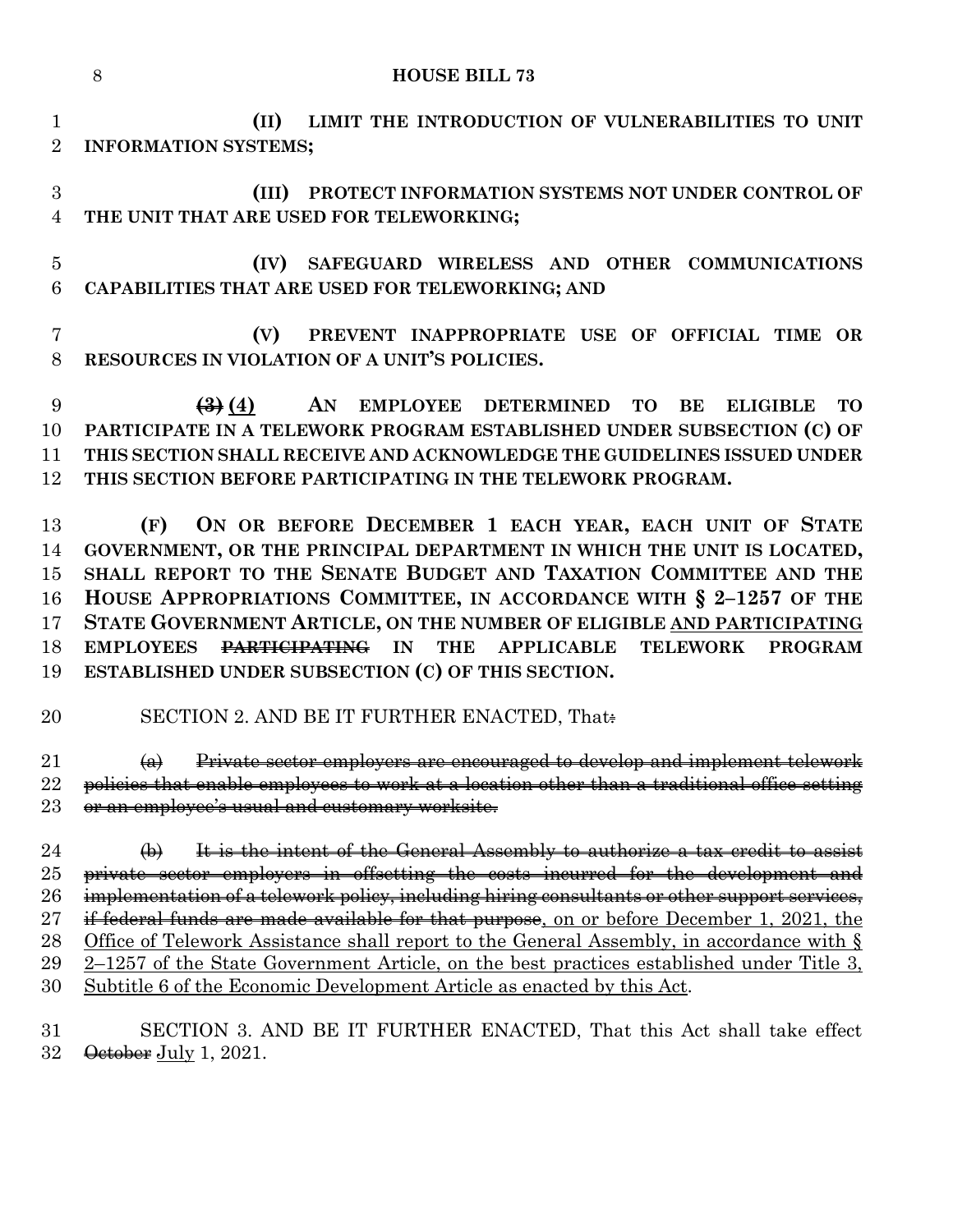**(II) LIMIT THE INTRODUCTION OF VULNERABILITIES TO UNIT INFORMATION SYSTEMS;**

**(III) PROTECT INFORMATION SYSTEMS NOT UNDER CONTROL OF THE UNIT THAT ARE USED FOR TELEWORKING;**

**(IV) SAFEGUARD WIRELESS AND OTHER COMMUNICATIONS CAPABILITIES THAT ARE USED FOR TELEWORKING; AND**

**(V) PREVENT INAPPROPRIATE USE OF OFFICIAL TIME OR RESOURCES IN VIOLATION OF A UNIT'S POLICIES.**

~~**(3)**~~ **(4) AN EMPLOYEE DETERMINED TO BE ELIGIBLE TO PARTICIPATE IN A TELEWORK PROGRAM ESTABLISHED UNDER SUBSECTION (C) OF THIS SECTION SHALL RECEIVE AND ACKNOWLEDGE THE GUIDELINES ISSUED UNDER THIS SECTION BEFORE PARTICIPATING IN THE TELEWORK PROGRAM.**

**(F) ON OR BEFORE DECEMBER 1 EACH YEAR, EACH UNIT OF STATE GOVERNMENT, OR THE PRINCIPAL DEPARTMENT IN WHICH THE UNIT IS LOCATED, SHALL REPORT TO THE SENATE BUDGET AND TAXATION COMMITTEE AND THE HOUSE APPROPRIATIONS COMMITTEE, IN ACCORDANCE WITH § 2–1257 OF THE STATE GOVERNMENT ARTICLE, ON THE NUMBER OF ELIGIBLE AND PARTICIPATING EMPLOYEES ~~PARTICIPATING~~ IN THE APPLICABLE TELEWORK PROGRAM ESTABLISHED UNDER SUBSECTION (C) OF THIS SECTION.**

SECTION 2. AND BE IT FURTHER ENACTED, That~~:~~

~~(a) Private sector employers are encouraged to develop and implement telework policies that enable employees to work at a location other than a traditional office setting or an employee's usual and customary worksite.~~

~~(b) It is the intent of the General Assembly to authorize a tax credit to assist private sector employers in offsetting the costs incurred for the development and implementation of a telework policy, including hiring consultants or other support services, if federal funds are made available for that purpose~~, on or before December 1, 2021, the Office of Telework Assistance shall report to the General Assembly, in accordance with § 2–1257 of the State Government Article, on the best practices established under Title 3, Subtitle 6 of the Economic Development Article as enacted by this Act.

SECTION 3. AND BE IT FURTHER ENACTED, That this Act shall take effect ~~October~~ July 1, 2021.